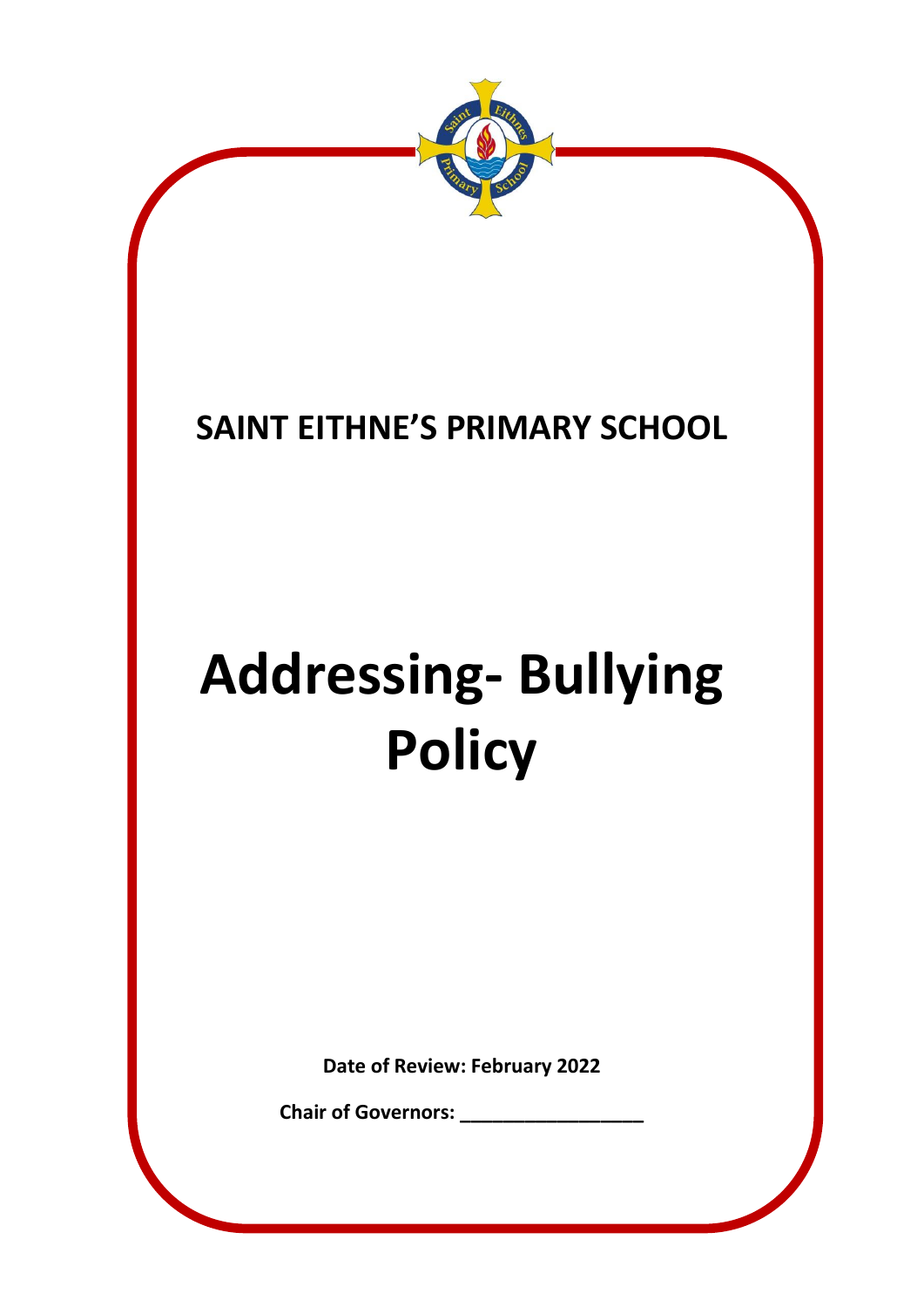# SAINT EITHNE'S PRIMARY SCHOOL

# Addressing- Bullying Policy

**Date of Review: February 2022**

**Chair of Governors: ___________________**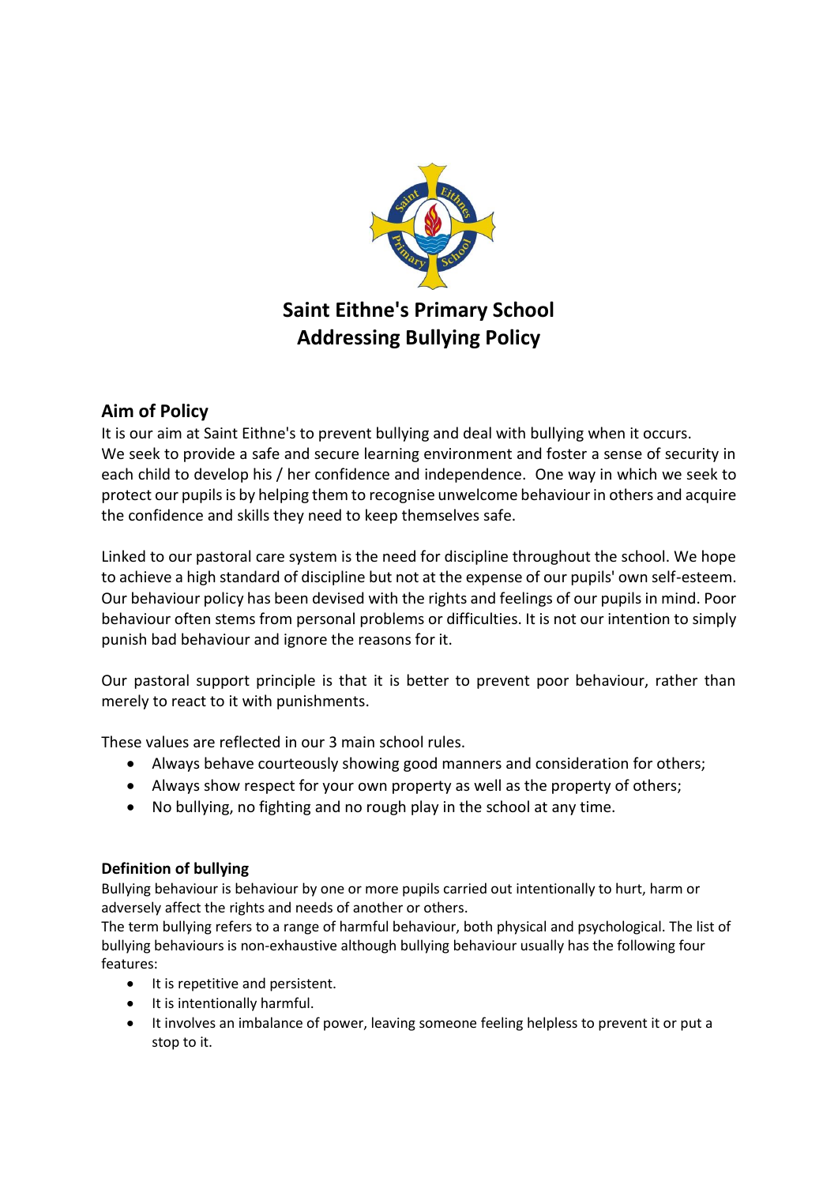# Saint Eithne's Primary School
# Addressing Bullying Policy

## Aim of Policy

It is our aim at Saint Eithne's to prevent bullying and deal with bullying when it occurs. We seek to provide a safe and secure learning environment and foster a sense of security in each child to develop his / her confidence and independence. One way in which we seek to protect our pupils is by helping them to recognise unwelcome behaviour in others and acquire the confidence and skills they need to keep themselves safe.

Linked to our pastoral care system is the need for discipline throughout the school. We hope to achieve a high standard of discipline but not at the expense of our pupils' own self-esteem. Our behaviour policy has been devised with the rights and feelings of our pupils in mind. Poor behaviour often stems from personal problems or difficulties. It is not our intention to simply punish bad behaviour and ignore the reasons for it.

Our pastoral support principle is that it is better to prevent poor behaviour, rather than merely to react to it with punishments.

These values are reflected in our 3 main school rules.

- Always behave courteously showing good manners and consideration for others;
- Always show respect for your own property as well as the property of others;
- No bullying, no fighting and no rough play in the school at any time.

**Definition of bullying**

Bullying behaviour is behaviour by one or more pupils carried out intentionally to hurt, harm or adversely affect the rights and needs of another or others.

The term bullying refers to a range of harmful behaviour, both physical and psychological. The list of bullying behaviours is non-exhaustive although bullying behaviour usually has the following four features:

- It is repetitive and persistent.
- It is intentionally harmful.
- It involves an imbalance of power, leaving someone feeling helpless to prevent it or put a stop to it.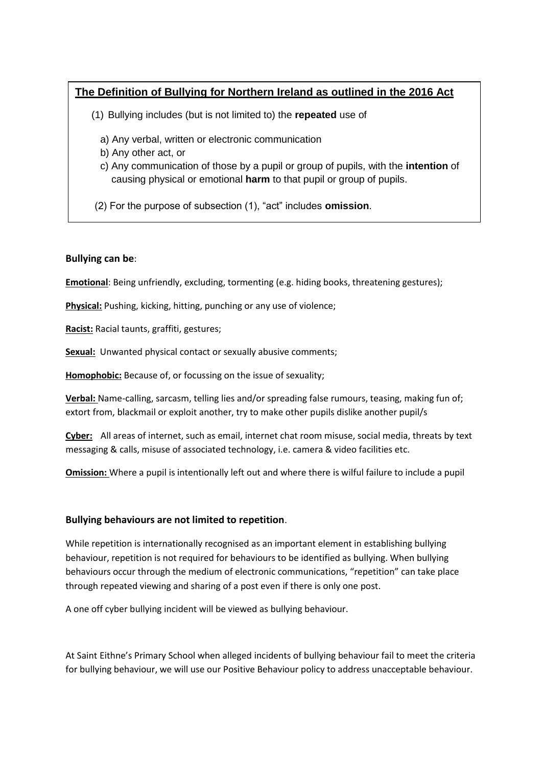## The Definition of Bullying for Northern Ireland as outlined in the 2016 Act

(1) Bullying includes (but is not limited to) the **repeated** use of

a) Any verbal, written or electronic communication
b) Any other act, or
c) Any communication of those by a pupil or group of pupils, with the **intention** of causing physical or emotional **harm** to that pupil or group of pupils.

(2) For the purpose of subsection (1), "act" includes **omission**.

**Bullying can be**:

**Emotional**: Being unfriendly, excluding, tormenting (e.g. hiding books, threatening gestures);

**Physical:** Pushing, kicking, hitting, punching or any use of violence;

**Racist:** Racial taunts, graffiti, gestures;

**Sexual:** Unwanted physical contact or sexually abusive comments;

**Homophobic:** Because of, or focussing on the issue of sexuality;

**Verbal:** Name-calling, sarcasm, telling lies and/or spreading false rumours, teasing, making fun of; extort from, blackmail or exploit another, try to make other pupils dislike another pupil/s

**Cyber:** All areas of internet, such as email, internet chat room misuse, social media, threats by text messaging & calls, misuse of associated technology, i.e. camera & video facilities etc.

**Omission:** Where a pupil is intentionally left out and where there is wilful failure to include a pupil

**Bullying behaviours are not limited to repetition**.

While repetition is internationally recognised as an important element in establishing bullying behaviour, repetition is not required for behaviours to be identified as bullying. When bullying behaviours occur through the medium of electronic communications, "repetition" can take place through repeated viewing and sharing of a post even if there is only one post.

A one off cyber bullying incident will be viewed as bullying behaviour.

At Saint Eithne's Primary School when alleged incidents of bullying behaviour fail to meet the criteria for bullying behaviour, we will use our Positive Behaviour policy to address unacceptable behaviour.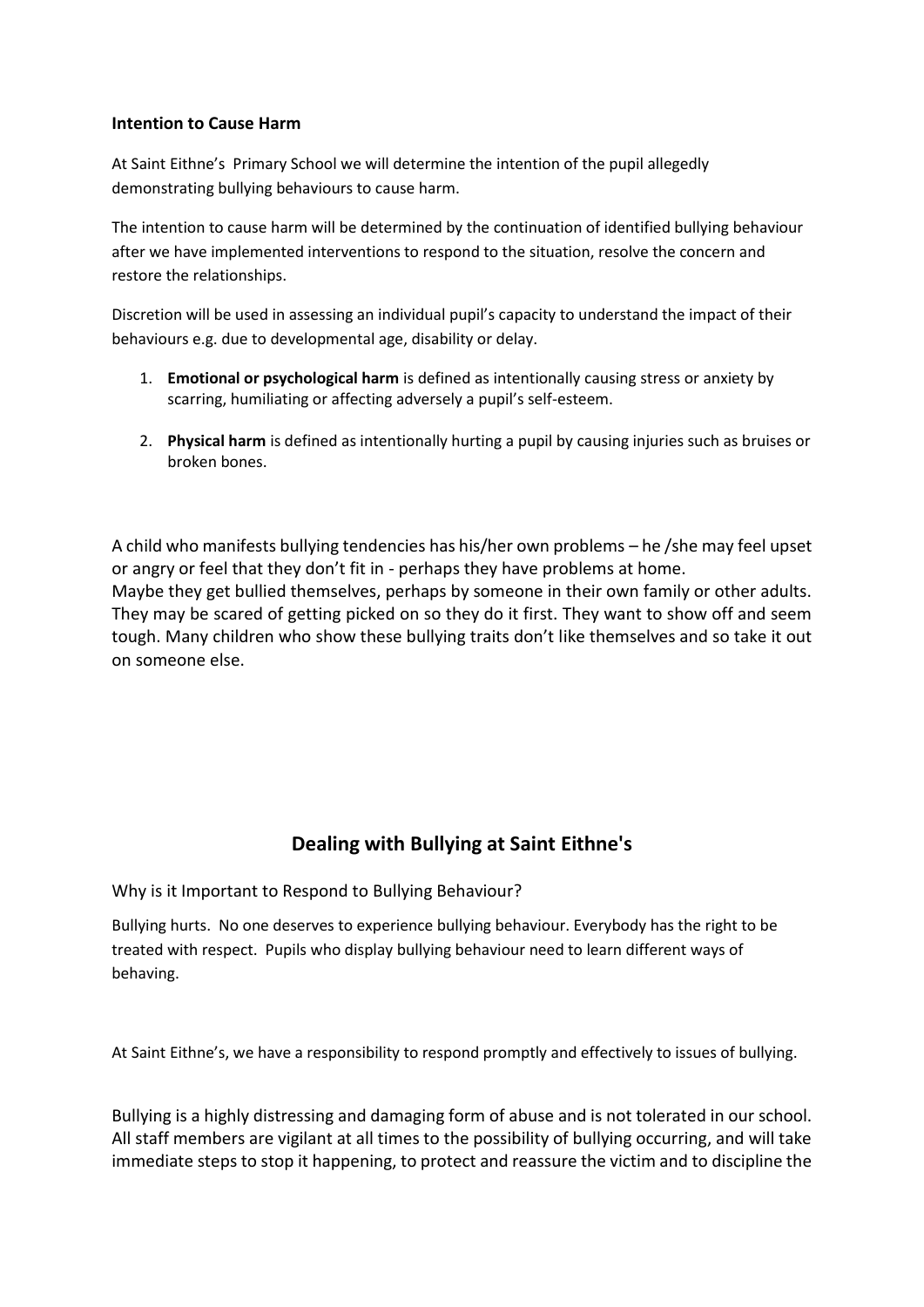**Intention to Cause Harm**

At Saint Eithne's Primary School we will determine the intention of the pupil allegedly demonstrating bullying behaviours to cause harm.

The intention to cause harm will be determined by the continuation of identified bullying behaviour after we have implemented interventions to respond to the situation, resolve the concern and restore the relationships.

Discretion will be used in assessing an individual pupil's capacity to understand the impact of their behaviours e.g. due to developmental age, disability or delay.

1. **Emotional or psychological harm** is defined as intentionally causing stress or anxiety by scarring, humiliating or affecting adversely a pupil's self-esteem.
2. **Physical harm** is defined as intentionally hurting a pupil by causing injuries such as bruises or broken bones.

A child who manifests bullying tendencies has his/her own problems – he /she may feel upset or angry or feel that they don't fit in - perhaps they have problems at home.
Maybe they get bullied themselves, perhaps by someone in their own family or other adults. They may be scared of getting picked on so they do it first. They want to show off and seem tough. Many children who show these bullying traits don't like themselves and so take it out on someone else.

## Dealing with Bullying at Saint Eithne's

Why is it Important to Respond to Bullying Behaviour?

Bullying hurts. No one deserves to experience bullying behaviour. Everybody has the right to be treated with respect. Pupils who display bullying behaviour need to learn different ways of behaving.

At Saint Eithne's, we have a responsibility to respond promptly and effectively to issues of bullying.

Bullying is a highly distressing and damaging form of abuse and is not tolerated in our school. All staff members are vigilant at all times to the possibility of bullying occurring, and will take immediate steps to stop it happening, to protect and reassure the victim and to discipline the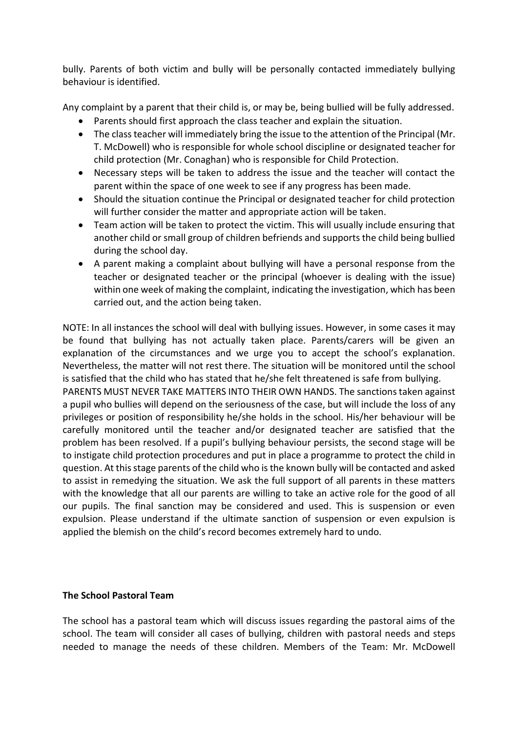bully. Parents of both victim and bully will be personally contacted immediately bullying behaviour is identified.

Any complaint by a parent that their child is, or may be, being bullied will be fully addressed.

- Parents should first approach the class teacher and explain the situation.
- The class teacher will immediately bring the issue to the attention of the Principal (Mr. T. McDowell) who is responsible for whole school discipline or designated teacher for child protection (Mr. Conaghan) who is responsible for Child Protection.
- Necessary steps will be taken to address the issue and the teacher will contact the parent within the space of one week to see if any progress has been made.
- Should the situation continue the Principal or designated teacher for child protection will further consider the matter and appropriate action will be taken.
- Team action will be taken to protect the victim. This will usually include ensuring that another child or small group of children befriends and supports the child being bullied during the school day.
- A parent making a complaint about bullying will have a personal response from the teacher or designated teacher or the principal (whoever is dealing with the issue) within one week of making the complaint, indicating the investigation, which has been carried out, and the action being taken.

NOTE: In all instances the school will deal with bullying issues. However, in some cases it may be found that bullying has not actually taken place. Parents/carers will be given an explanation of the circumstances and we urge you to accept the school's explanation. Nevertheless, the matter will not rest there. The situation will be monitored until the school is satisfied that the child who has stated that he/she felt threatened is safe from bullying.
PARENTS MUST NEVER TAKE MATTERS INTO THEIR OWN HANDS. The sanctions taken against a pupil who bullies will depend on the seriousness of the case, but will include the loss of any privileges or position of responsibility he/she holds in the school. His/her behaviour will be carefully monitored until the teacher and/or designated teacher are satisfied that the problem has been resolved. If a pupil's bullying behaviour persists, the second stage will be to instigate child protection procedures and put in place a programme to protect the child in question. At this stage parents of the child who is the known bully will be contacted and asked to assist in remedying the situation. We ask the full support of all parents in these matters with the knowledge that all our parents are willing to take an active role for the good of all our pupils. The final sanction may be considered and used. This is suspension or even expulsion. Please understand if the ultimate sanction of suspension or even expulsion is applied the blemish on the child's record becomes extremely hard to undo.

**The School Pastoral Team**

The school has a pastoral team which will discuss issues regarding the pastoral aims of the school. The team will consider all cases of bullying, children with pastoral needs and steps needed to manage the needs of these children. Members of the Team: Mr. McDowell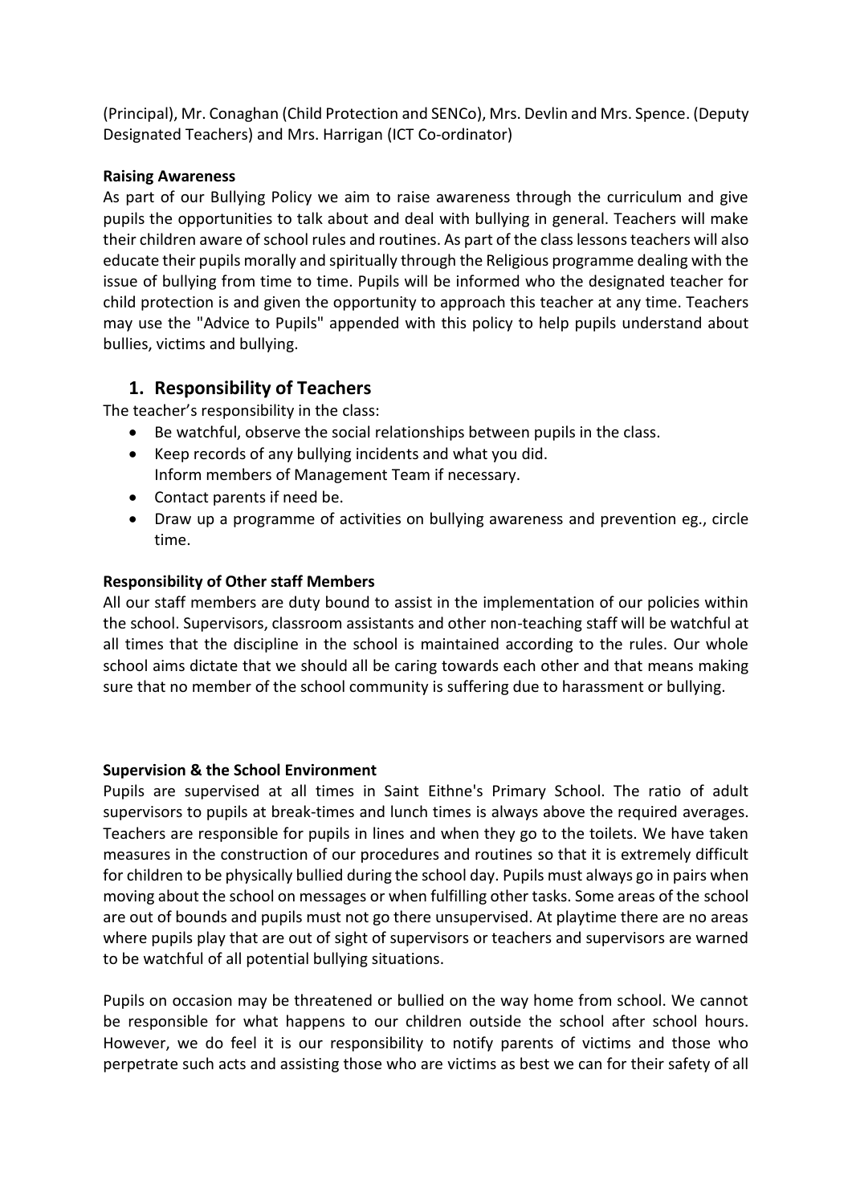(Principal), Mr. Conaghan (Child Protection and SENCo), Mrs. Devlin and Mrs. Spence. (Deputy Designated Teachers) and Mrs. Harrigan (ICT Co-ordinator)

**Raising Awareness**

As part of our Bullying Policy we aim to raise awareness through the curriculum and give pupils the opportunities to talk about and deal with bullying in general. Teachers will make their children aware of school rules and routines. As part of the class lessons teachers will also educate their pupils morally and spiritually through the Religious programme dealing with the issue of bullying from time to time. Pupils will be informed who the designated teacher for child protection is and given the opportunity to approach this teacher at any time. Teachers may use the "Advice to Pupils" appended with this policy to help pupils understand about bullies, victims and bullying.

## 1. Responsibility of Teachers

The teacher's responsibility in the class:

- Be watchful, observe the social relationships between pupils in the class.
- Keep records of any bullying incidents and what you did.
  Inform members of Management Team if necessary.
- Contact parents if need be.
- Draw up a programme of activities on bullying awareness and prevention eg., circle time.

**Responsibility of Other staff Members**

All our staff members are duty bound to assist in the implementation of our policies within the school. Supervisors, classroom assistants and other non-teaching staff will be watchful at all times that the discipline in the school is maintained according to the rules. Our whole school aims dictate that we should all be caring towards each other and that means making sure that no member of the school community is suffering due to harassment or bullying.

**Supervision & the School Environment**

Pupils are supervised at all times in Saint Eithne's Primary School. The ratio of adult supervisors to pupils at break-times and lunch times is always above the required averages. Teachers are responsible for pupils in lines and when they go to the toilets. We have taken measures in the construction of our procedures and routines so that it is extremely difficult for children to be physically bullied during the school day. Pupils must always go in pairs when moving about the school on messages or when fulfilling other tasks. Some areas of the school are out of bounds and pupils must not go there unsupervised. At playtime there are no areas where pupils play that are out of sight of supervisors or teachers and supervisors are warned to be watchful of all potential bullying situations.

Pupils on occasion may be threatened or bullied on the way home from school. We cannot be responsible for what happens to our children outside the school after school hours. However, we do feel it is our responsibility to notify parents of victims and those who perpetrate such acts and assisting those who are victims as best we can for their safety of all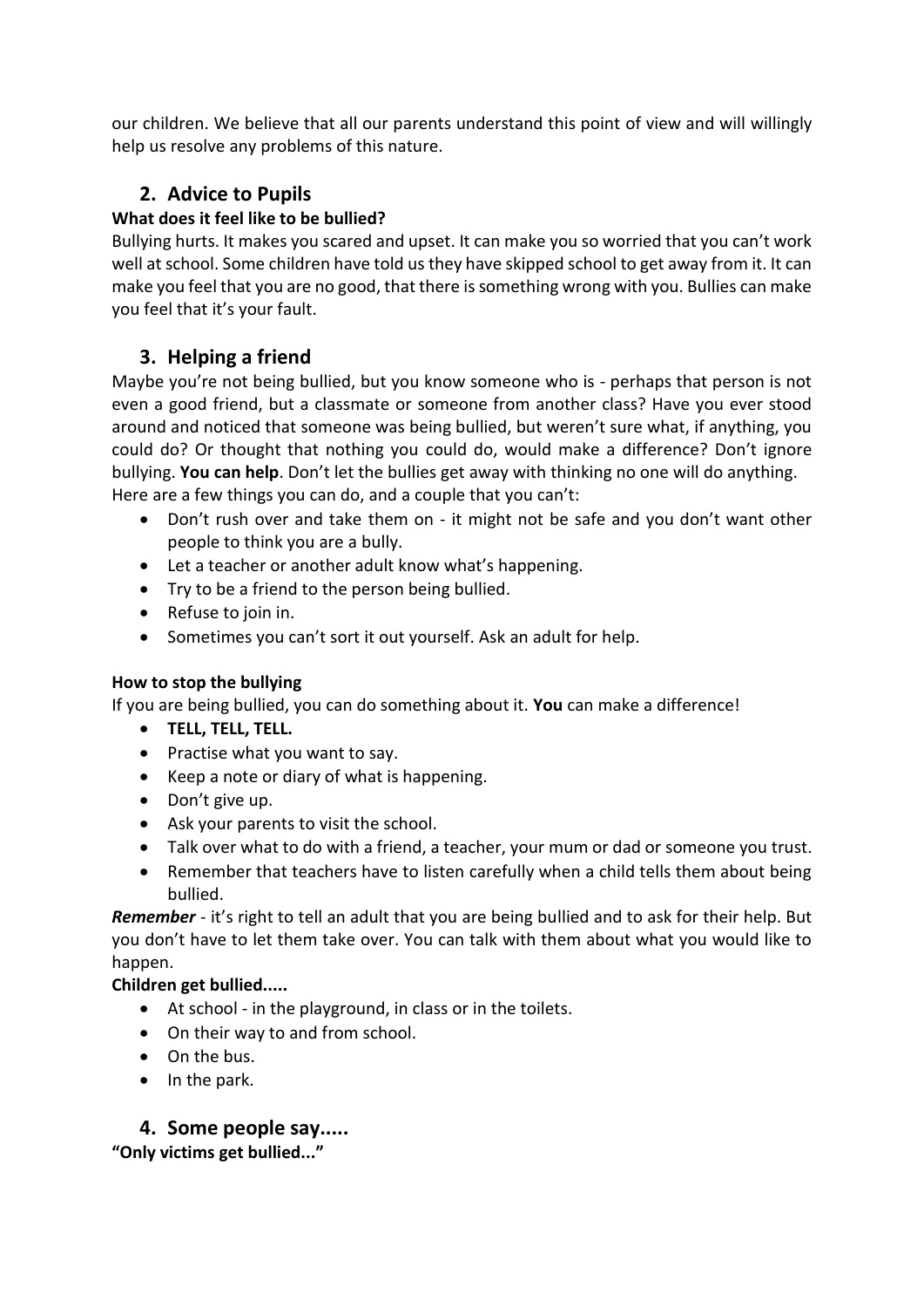our children. We believe that all our parents understand this point of view and will willingly help us resolve any problems of this nature.

## 2. Advice to Pupils

**What does it feel like to be bullied?**

Bullying hurts. It makes you scared and upset. It can make you so worried that you can't work well at school. Some children have told us they have skipped school to get away from it. It can make you feel that you are no good, that there is something wrong with you. Bullies can make you feel that it's your fault.

## 3. Helping a friend

Maybe you're not being bullied, but you know someone who is - perhaps that person is not even a good friend, but a classmate or someone from another class? Have you ever stood around and noticed that someone was being bullied, but weren't sure what, if anything, you could do? Or thought that nothing you could do, would make a difference? Don't ignore bullying. **You can help**. Don't let the bullies get away with thinking no one will do anything.
Here are a few things you can do, and a couple that you can't:

- Don't rush over and take them on - it might not be safe and you don't want other people to think you are a bully.
- Let a teacher or another adult know what's happening.
- Try to be a friend to the person being bullied.
- Refuse to join in.
- Sometimes you can't sort it out yourself. Ask an adult for help.

**How to stop the bullying**

If you are being bullied, you can do something about it. **You** can make a difference!

- **TELL, TELL, TELL.**
- Practise what you want to say.
- Keep a note or diary of what is happening.
- Don't give up.
- Ask your parents to visit the school.
- Talk over what to do with a friend, a teacher, your mum or dad or someone you trust.
- Remember that teachers have to listen carefully when a child tells them about being bullied.

***Remember*** - it's right to tell an adult that you are being bullied and to ask for their help. But you don't have to let them take over. You can talk with them about what you would like to happen.

**Children get bullied.....**

- At school - in the playground, in class or in the toilets.
- On their way to and from school.
- On the bus.
- In the park.

## 4. Some people say.....

**"Only victims get bullied..."**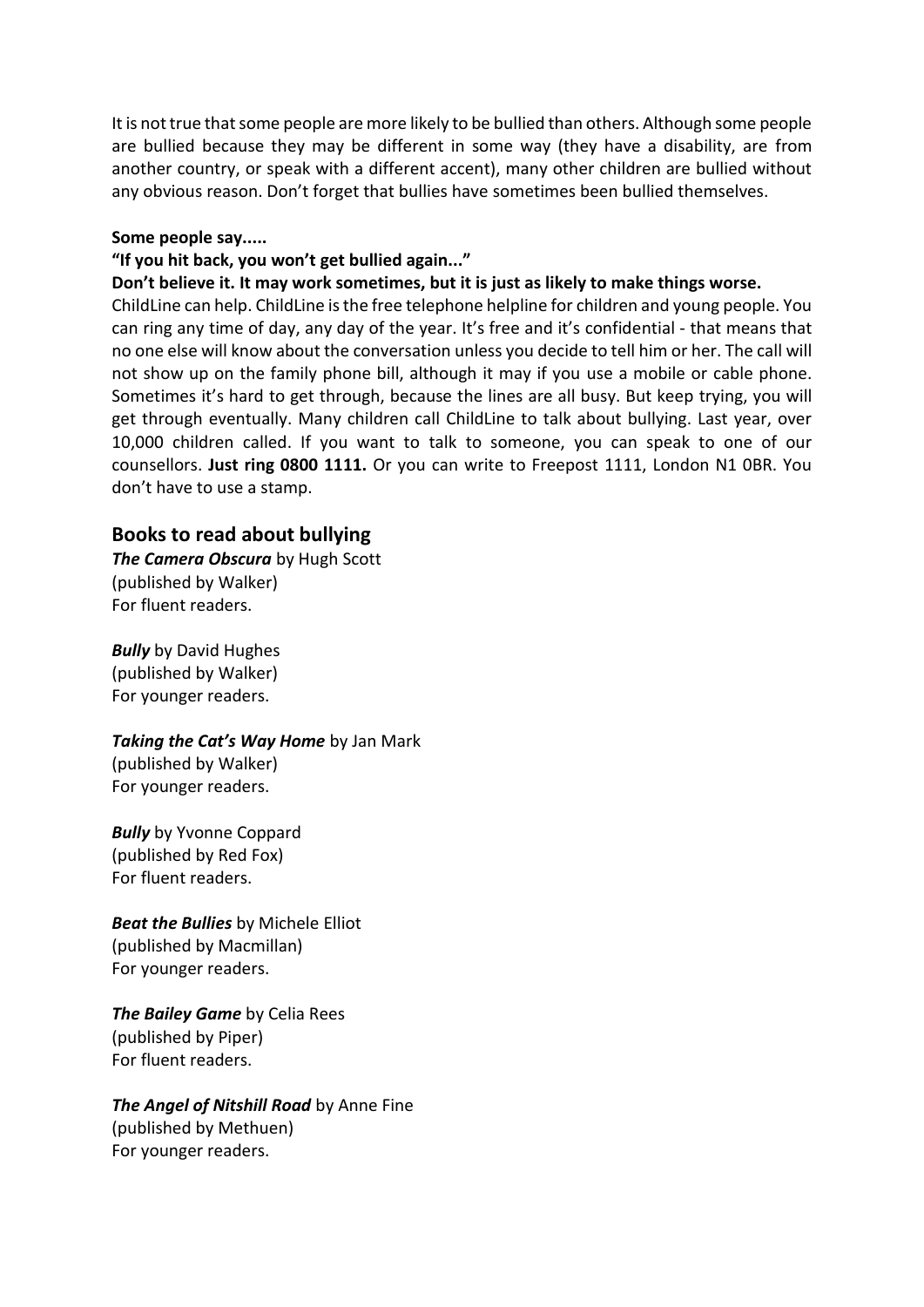It is not true that some people are more likely to be bullied than others. Although some people are bullied because they may be different in some way (they have a disability, are from another country, or speak with a different accent), many other children are bullied without any obvious reason. Don't forget that bullies have sometimes been bullied themselves.

**Some people say.....**

**"If you hit back, you won't get bullied again..."**

**Don't believe it. It may work sometimes, but it is just as likely to make things worse.**

ChildLine can help. ChildLine is the free telephone helpline for children and young people. You can ring any time of day, any day of the year. It's free and it's confidential - that means that no one else will know about the conversation unless you decide to tell him or her. The call will not show up on the family phone bill, although it may if you use a mobile or cable phone. Sometimes it's hard to get through, because the lines are all busy. But keep trying, you will get through eventually. Many children call ChildLine to talk about bullying. Last year, over 10,000 children called. If you want to talk to someone, you can speak to one of our counsellors. **Just ring 0800 1111.** Or you can write to Freepost 1111, London N1 0BR. You don't have to use a stamp.

## Books to read about bullying

***The Camera Obscura*** by Hugh Scott
(published by Walker)
For fluent readers.

***Bully*** by David Hughes
(published by Walker)
For younger readers.

***Taking the Cat's Way Home*** by Jan Mark
(published by Walker)
For younger readers.

***Bully*** by Yvonne Coppard
(published by Red Fox)
For fluent readers.

***Beat the Bullies*** by Michele Elliot
(published by Macmillan)
For younger readers.

***The Bailey Game*** by Celia Rees
(published by Piper)
For fluent readers.

***The Angel of Nitshill Road*** by Anne Fine
(published by Methuen)
For younger readers.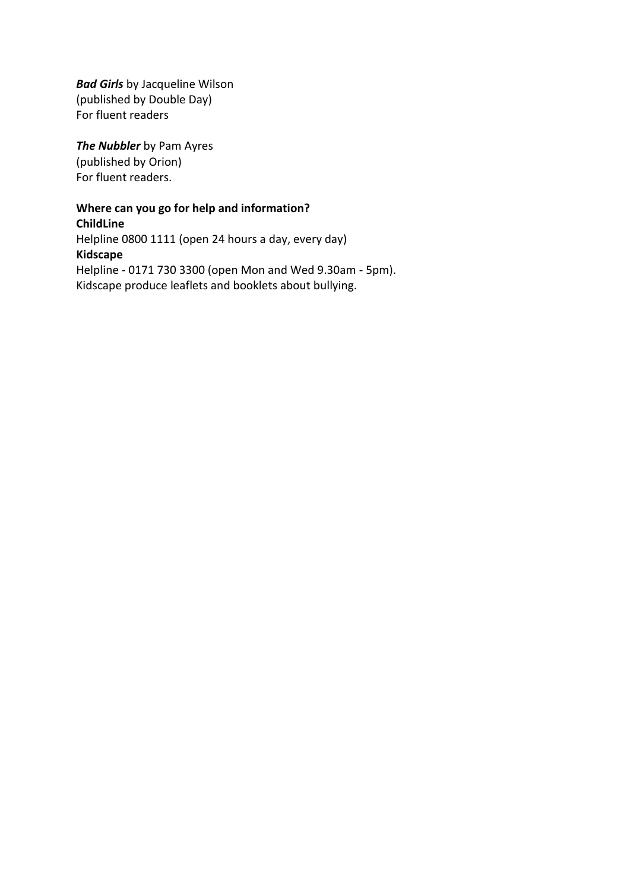***Bad Girls*** by Jacqueline Wilson
(published by Double Day)
For fluent readers

***The Nubbler*** by Pam Ayres
(published by Orion)
For fluent readers.

**Where can you go for help and information?**

**ChildLine**
Helpline 0800 1111 (open 24 hours a day, every day)

**Kidscape**
Helpline - 0171 730 3300 (open Mon and Wed 9.30am - 5pm).
Kidscape produce leaflets and booklets about bullying.